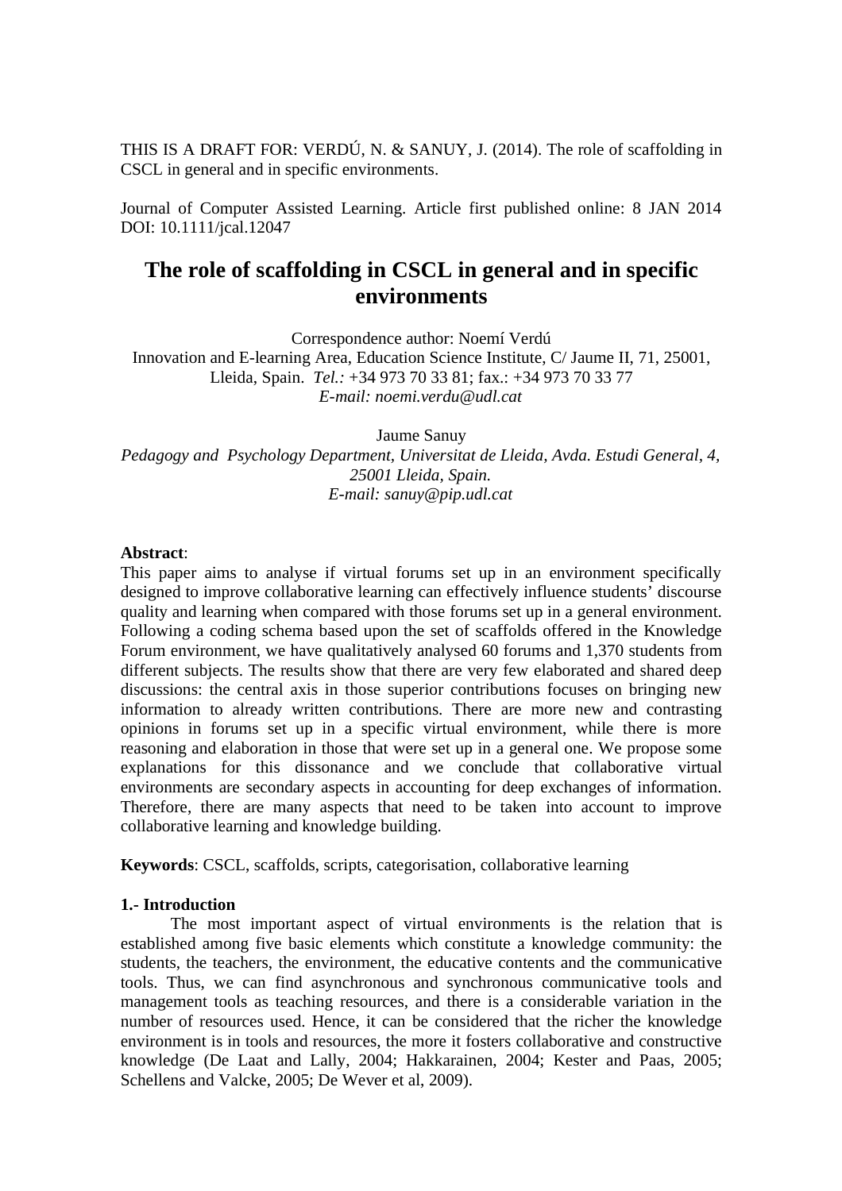THIS IS A DRAFT FOR: VERDÚ, N. & SANUY, J. (2014). The role of scaffolding in CSCL in general and in specific environments.

Journal of Computer Assisted Learning. Article first published online: 8 JAN 2014 DOI: 10.1111/jcal.12047

# The role of scaffolding in CSCL in general and in specific environments

Correspondence author: Noemí Verdú
Innovation and E-learning Area, Education Science Institute, C/ Jaume II, 71, 25001, Lleida, Spain. *Tel.:* +34 973 70 33 81; fax.: +34 973 70 33 77
*E-mail: noemi.verdu@udl.cat*

Jaume Sanuy
*Pedagogy and Psychology Department, Universitat de Lleida, Avda. Estudi General, 4, 25001 Lleida, Spain.*
*E-mail: sanuy@pip.udl.cat*

**Abstract**:
This paper aims to analyse if virtual forums set up in an environment specifically designed to improve collaborative learning can effectively influence students' discourse quality and learning when compared with those forums set up in a general environment. Following a coding schema based upon the set of scaffolds offered in the Knowledge Forum environment, we have qualitatively analysed 60 forums and 1,370 students from different subjects. The results show that there are very few elaborated and shared deep discussions: the central axis in those superior contributions focuses on bringing new information to already written contributions. There are more new and contrasting opinions in forums set up in a specific virtual environment, while there is more reasoning and elaboration in those that were set up in a general one. We propose some explanations for this dissonance and we conclude that collaborative virtual environments are secondary aspects in accounting for deep exchanges of information. Therefore, there are many aspects that need to be taken into account to improve collaborative learning and knowledge building.

**Keywords**: CSCL, scaffolds, scripts, categorisation, collaborative learning

## 1.- Introduction

The most important aspect of virtual environments is the relation that is established among five basic elements which constitute a knowledge community: the students, the teachers, the environment, the educative contents and the communicative tools. Thus, we can find asynchronous and synchronous communicative tools and management tools as teaching resources, and there is a considerable variation in the number of resources used. Hence, it can be considered that the richer the knowledge environment is in tools and resources, the more it fosters collaborative and constructive knowledge (De Laat and Lally, 2004; Hakkarainen, 2004; Kester and Paas, 2005; Schellens and Valcke, 2005; De Wever et al, 2009).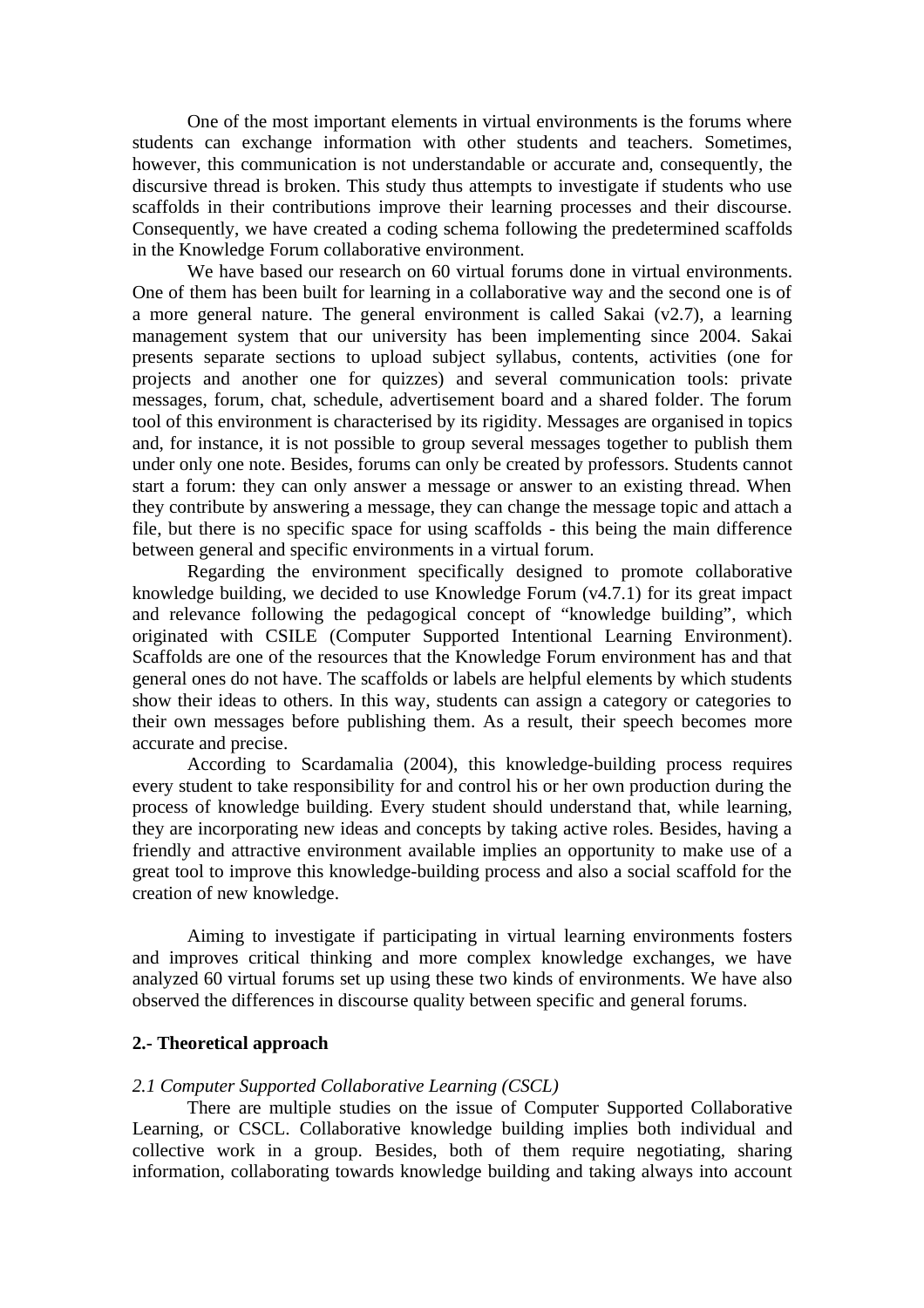One of the most important elements in virtual environments is the forums where students can exchange information with other students and teachers. Sometimes, however, this communication is not understandable or accurate and, consequently, the discursive thread is broken. This study thus attempts to investigate if students who use scaffolds in their contributions improve their learning processes and their discourse. Consequently, we have created a coding schema following the predetermined scaffolds in the Knowledge Forum collaborative environment.

We have based our research on 60 virtual forums done in virtual environments. One of them has been built for learning in a collaborative way and the second one is of a more general nature. The general environment is called Sakai (v2.7), a learning management system that our university has been implementing since 2004. Sakai presents separate sections to upload subject syllabus, contents, activities (one for projects and another one for quizzes) and several communication tools: private messages, forum, chat, schedule, advertisement board and a shared folder. The forum tool of this environment is characterised by its rigidity. Messages are organised in topics and, for instance, it is not possible to group several messages together to publish them under only one note. Besides, forums can only be created by professors. Students cannot start a forum: they can only answer a message or answer to an existing thread. When they contribute by answering a message, they can change the message topic and attach a file, but there is no specific space for using scaffolds - this being the main difference between general and specific environments in a virtual forum.

Regarding the environment specifically designed to promote collaborative knowledge building, we decided to use Knowledge Forum (v4.7.1) for its great impact and relevance following the pedagogical concept of "knowledge building", which originated with CSILE (Computer Supported Intentional Learning Environment). Scaffolds are one of the resources that the Knowledge Forum environment has and that general ones do not have. The scaffolds or labels are helpful elements by which students show their ideas to others. In this way, students can assign a category or categories to their own messages before publishing them. As a result, their speech becomes more accurate and precise.

According to Scardamalia (2004), this knowledge-building process requires every student to take responsibility for and control his or her own production during the process of knowledge building. Every student should understand that, while learning, they are incorporating new ideas and concepts by taking active roles. Besides, having a friendly and attractive environment available implies an opportunity to make use of a great tool to improve this knowledge-building process and also a social scaffold for the creation of new knowledge.

Aiming to investigate if participating in virtual learning environments fosters and improves critical thinking and more complex knowledge exchanges, we have analyzed 60 virtual forums set up using these two kinds of environments. We have also observed the differences in discourse quality between specific and general forums.

## 2.- Theoretical approach

### *2.1 Computer Supported Collaborative Learning (CSCL)*

There are multiple studies on the issue of Computer Supported Collaborative Learning, or CSCL. Collaborative knowledge building implies both individual and collective work in a group. Besides, both of them require negotiating, sharing information, collaborating towards knowledge building and taking always into account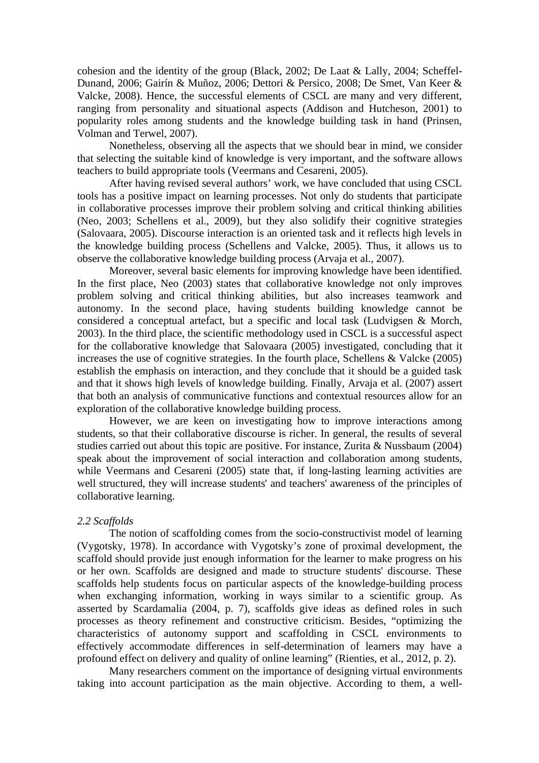cohesion and the identity of the group (Black, 2002; De Laat & Lally, 2004; Scheffel-Dunand, 2006; Gairín & Muñoz, 2006; Dettori & Persico, 2008; De Smet, Van Keer & Valcke, 2008). Hence, the successful elements of CSCL are many and very different, ranging from personality and situational aspects (Addison and Hutcheson, 2001) to popularity roles among students and the knowledge building task in hand (Prinsen, Volman and Terwel, 2007).

Nonetheless, observing all the aspects that we should bear in mind, we consider that selecting the suitable kind of knowledge is very important, and the software allows teachers to build appropriate tools (Veermans and Cesareni, 2005).

After having revised several authors' work, we have concluded that using CSCL tools has a positive impact on learning processes. Not only do students that participate in collaborative processes improve their problem solving and critical thinking abilities (Neo, 2003; Schellens et al., 2009), but they also solidify their cognitive strategies (Salovaara, 2005). Discourse interaction is an oriented task and it reflects high levels in the knowledge building process (Schellens and Valcke, 2005). Thus, it allows us to observe the collaborative knowledge building process (Arvaja et al., 2007).

Moreover, several basic elements for improving knowledge have been identified. In the first place, Neo (2003) states that collaborative knowledge not only improves problem solving and critical thinking abilities, but also increases teamwork and autonomy. In the second place, having students building knowledge cannot be considered a conceptual artefact, but a specific and local task (Ludvigsen & Morch, 2003). In the third place, the scientific methodology used in CSCL is a successful aspect for the collaborative knowledge that Salovaara (2005) investigated, concluding that it increases the use of cognitive strategies. In the fourth place, Schellens & Valcke (2005) establish the emphasis on interaction, and they conclude that it should be a guided task and that it shows high levels of knowledge building. Finally, Arvaja et al. (2007) assert that both an analysis of communicative functions and contextual resources allow for an exploration of the collaborative knowledge building process.

However, we are keen on investigating how to improve interactions among students, so that their collaborative discourse is richer. In general, the results of several studies carried out about this topic are positive. For instance, Zurita & Nussbaum (2004) speak about the improvement of social interaction and collaboration among students, while Veermans and Cesareni (2005) state that, if long-lasting learning activities are well structured, they will increase students' and teachers' awareness of the principles of collaborative learning.

### *2.2 Scaffolds*

The notion of scaffolding comes from the socio-constructivist model of learning (Vygotsky, 1978). In accordance with Vygotsky's zone of proximal development, the scaffold should provide just enough information for the learner to make progress on his or her own. Scaffolds are designed and made to structure students' discourse. These scaffolds help students focus on particular aspects of the knowledge-building process when exchanging information, working in ways similar to a scientific group. As asserted by Scardamalia (2004, p. 7), scaffolds give ideas as defined roles in such processes as theory refinement and constructive criticism. Besides, "optimizing the characteristics of autonomy support and scaffolding in CSCL environments to effectively accommodate differences in self-determination of learners may have a profound effect on delivery and quality of online learning" (Rienties, et al., 2012, p. 2).

Many researchers comment on the importance of designing virtual environments taking into account participation as the main objective. According to them, a well-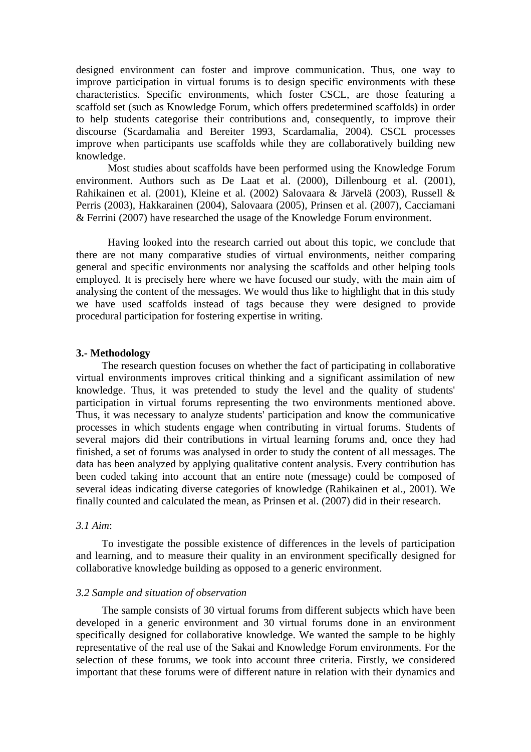designed environment can foster and improve communication. Thus, one way to improve participation in virtual forums is to design specific environments with these characteristics. Specific environments, which foster CSCL, are those featuring a scaffold set (such as Knowledge Forum, which offers predetermined scaffolds) in order to help students categorise their contributions and, consequently, to improve their discourse (Scardamalia and Bereiter 1993, Scardamalia, 2004). CSCL processes improve when participants use scaffolds while they are collaboratively building new knowledge.

Most studies about scaffolds have been performed using the Knowledge Forum environment. Authors such as De Laat et al. (2000), Dillenbourg et al. (2001), Rahikainen et al. (2001), Kleine et al. (2002) Salovaara & Järvelä (2003), Russell & Perris (2003), Hakkarainen (2004), Salovaara (2005), Prinsen et al. (2007), Cacciamani & Ferrini (2007) have researched the usage of the Knowledge Forum environment.

Having looked into the research carried out about this topic, we conclude that there are not many comparative studies of virtual environments, neither comparing general and specific environments nor analysing the scaffolds and other helping tools employed. It is precisely here where we have focused our study, with the main aim of analysing the content of the messages. We would thus like to highlight that in this study we have used scaffolds instead of tags because they were designed to provide procedural participation for fostering expertise in writing.

## 3.- Methodology

The research question focuses on whether the fact of participating in collaborative virtual environments improves critical thinking and a significant assimilation of new knowledge. Thus, it was pretended to study the level and the quality of students' participation in virtual forums representing the two environments mentioned above. Thus, it was necessary to analyze students' participation and know the communicative processes in which students engage when contributing in virtual forums. Students of several majors did their contributions in virtual learning forums and, once they had finished, a set of forums was analysed in order to study the content of all messages. The data has been analyzed by applying qualitative content analysis. Every contribution has been coded taking into account that an entire note (message) could be composed of several ideas indicating diverse categories of knowledge (Rahikainen et al., 2001). We finally counted and calculated the mean, as Prinsen et al. (2007) did in their research.

### *3.1 Aim*:

To investigate the possible existence of differences in the levels of participation and learning, and to measure their quality in an environment specifically designed for collaborative knowledge building as opposed to a generic environment.

### *3.2 Sample and situation of observation*

The sample consists of 30 virtual forums from different subjects which have been developed in a generic environment and 30 virtual forums done in an environment specifically designed for collaborative knowledge. We wanted the sample to be highly representative of the real use of the Sakai and Knowledge Forum environments. For the selection of these forums, we took into account three criteria. Firstly, we considered important that these forums were of different nature in relation with their dynamics and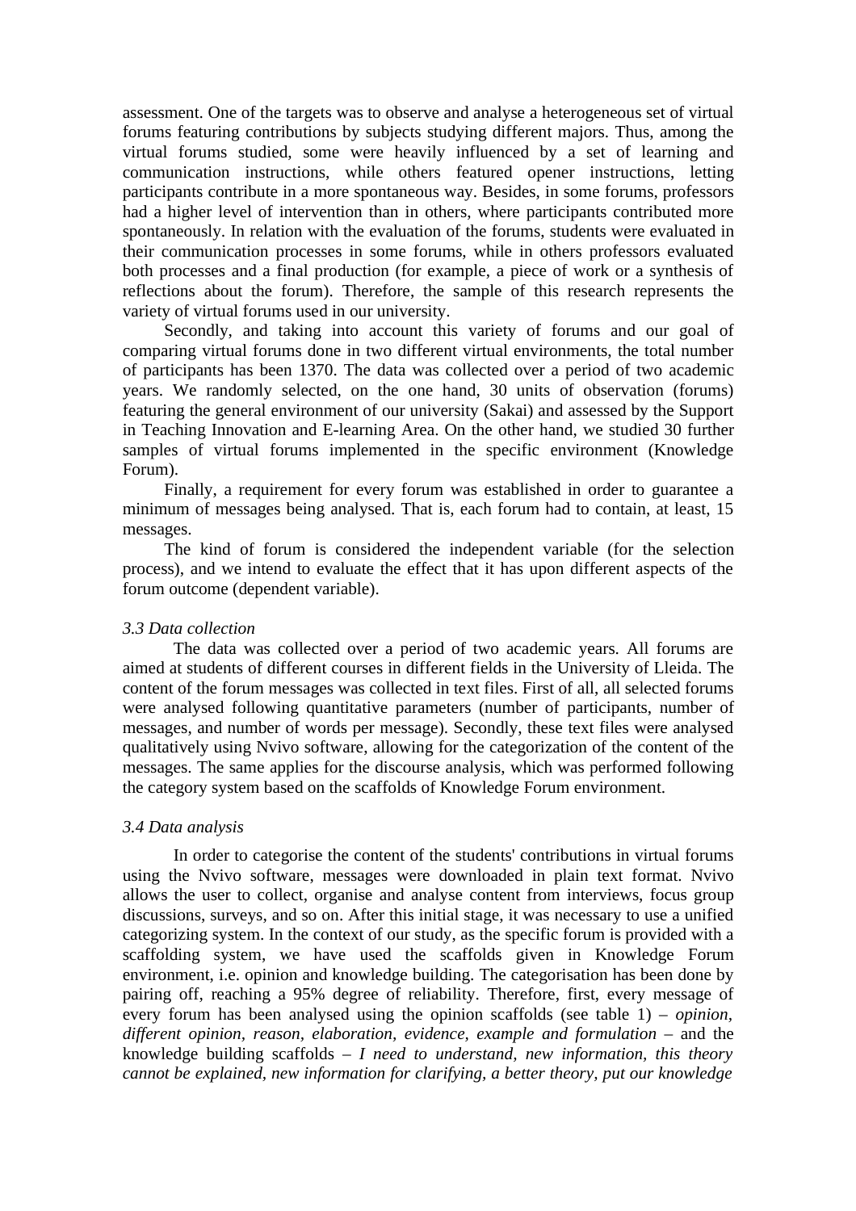assessment. One of the targets was to observe and analyse a heterogeneous set of virtual forums featuring contributions by subjects studying different majors. Thus, among the virtual forums studied, some were heavily influenced by a set of learning and communication instructions, while others featured opener instructions, letting participants contribute in a more spontaneous way. Besides, in some forums, professors had a higher level of intervention than in others, where participants contributed more spontaneously. In relation with the evaluation of the forums, students were evaluated in their communication processes in some forums, while in others professors evaluated both processes and a final production (for example, a piece of work or a synthesis of reflections about the forum). Therefore, the sample of this research represents the variety of virtual forums used in our university.

Secondly, and taking into account this variety of forums and our goal of comparing virtual forums done in two different virtual environments, the total number of participants has been 1370. The data was collected over a period of two academic years. We randomly selected, on the one hand, 30 units of observation (forums) featuring the general environment of our university (Sakai) and assessed by the Support in Teaching Innovation and E-learning Area. On the other hand, we studied 30 further samples of virtual forums implemented in the specific environment (Knowledge Forum).

Finally, a requirement for every forum was established in order to guarantee a minimum of messages being analysed. That is, each forum had to contain, at least, 15 messages.

The kind of forum is considered the independent variable (for the selection process), and we intend to evaluate the effect that it has upon different aspects of the forum outcome (dependent variable).

### *3.3 Data collection*

The data was collected over a period of two academic years. All forums are aimed at students of different courses in different fields in the University of Lleida. The content of the forum messages was collected in text files. First of all, all selected forums were analysed following quantitative parameters (number of participants, number of messages, and number of words per message). Secondly, these text files were analysed qualitatively using Nvivo software, allowing for the categorization of the content of the messages. The same applies for the discourse analysis, which was performed following the category system based on the scaffolds of Knowledge Forum environment.

### *3.4 Data analysis*

In order to categorise the content of the students' contributions in virtual forums using the Nvivo software, messages were downloaded in plain text format. Nvivo allows the user to collect, organise and analyse content from interviews, focus group discussions, surveys, and so on. After this initial stage, it was necessary to use a unified categorizing system. In the context of our study, as the specific forum is provided with a scaffolding system, we have used the scaffolds given in Knowledge Forum environment, i.e. opinion and knowledge building. The categorisation has been done by pairing off, reaching a 95% degree of reliability. Therefore, first, every message of every forum has been analysed using the opinion scaffolds (see table 1) – *opinion, different opinion, reason, elaboration, evidence, example and formulation* – and the knowledge building scaffolds – *I need to understand, new information, this theory cannot be explained, new information for clarifying, a better theory, put our knowledge*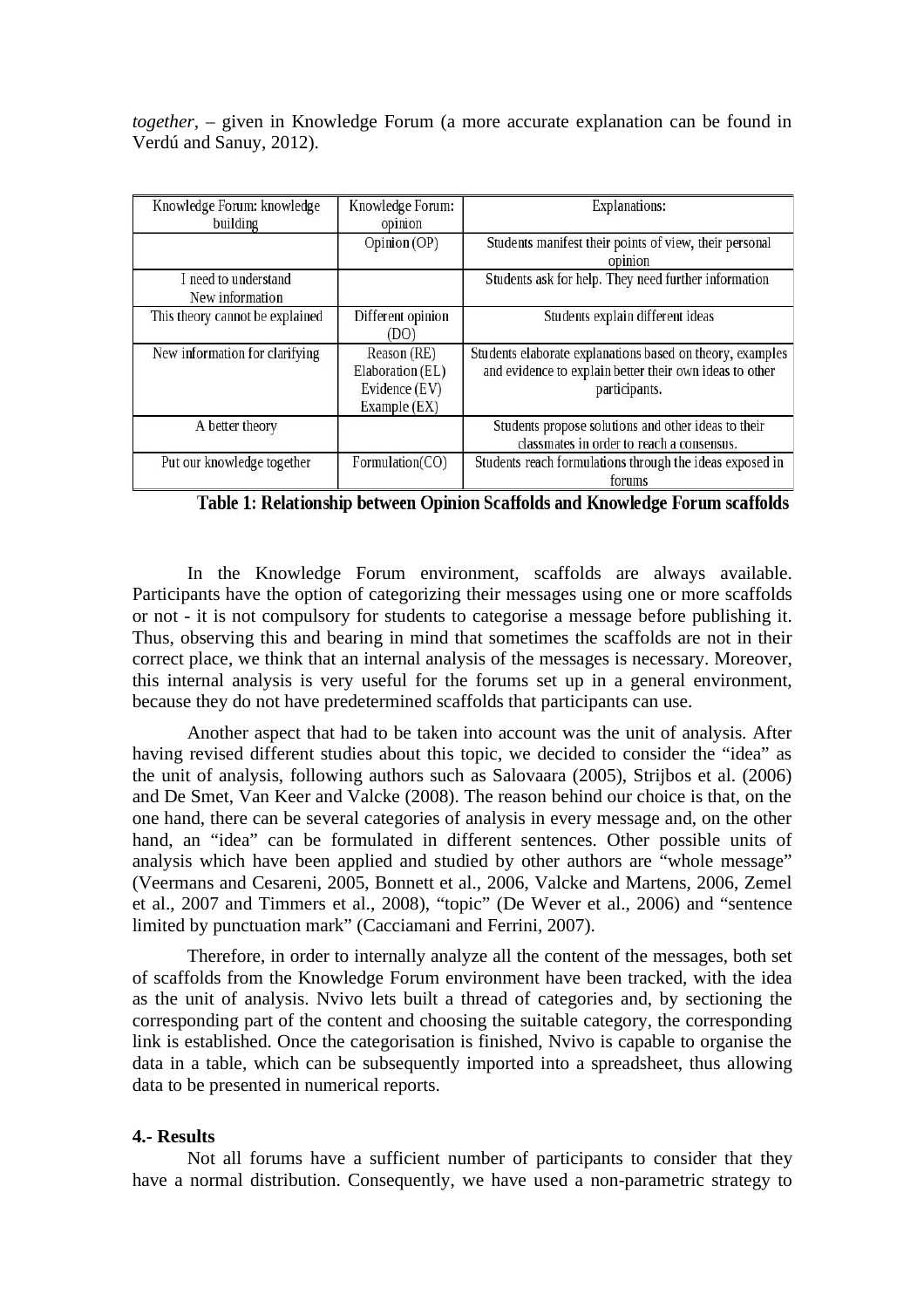*together*, – given in Knowledge Forum (a more accurate explanation can be found in Verdú and Sanuy, 2012).

| Knowledge Forum: knowledge building | Knowledge Forum: opinion | Explanations: |
|---|---|---|
| | Opinion (OP) | Students manifest their points of view, their personal opinion |
| I need to understand<br>New information | | Students ask for help. They need further information |
| This theory cannot be explained | Different opinion (DO) | Students explain different ideas |
| New information for clarifying | Reason (RE)<br>Elaboration (EL)<br>Evidence (EV)<br>Example (EX) | Students elaborate explanations based on theory, examples and evidence to explain better their own ideas to other participants. |
| A better theory | | Students propose solutions and other ideas to their classmates in order to reach a consensus. |
| Put our knowledge together | Formulation(CO) | Students reach formulations through the ideas exposed in forums |

**Table 1: Relationship between Opinion Scaffolds and Knowledge Forum scaffolds**

In the Knowledge Forum environment, scaffolds are always available. Participants have the option of categorizing their messages using one or more scaffolds or not - it is not compulsory for students to categorise a message before publishing it. Thus, observing this and bearing in mind that sometimes the scaffolds are not in their correct place, we think that an internal analysis of the messages is necessary. Moreover, this internal analysis is very useful for the forums set up in a general environment, because they do not have predetermined scaffolds that participants can use.

Another aspect that had to be taken into account was the unit of analysis. After having revised different studies about this topic, we decided to consider the "idea" as the unit of analysis, following authors such as Salovaara (2005), Strijbos et al. (2006) and De Smet, Van Keer and Valcke (2008). The reason behind our choice is that, on the one hand, there can be several categories of analysis in every message and, on the other hand, an "idea" can be formulated in different sentences. Other possible units of analysis which have been applied and studied by other authors are "whole message" (Veermans and Cesareni, 2005, Bonnett et al., 2006, Valcke and Martens, 2006, Zemel et al., 2007 and Timmers et al., 2008), "topic" (De Wever et al., 2006) and "sentence limited by punctuation mark" (Cacciamani and Ferrini, 2007).

Therefore, in order to internally analyze all the content of the messages, both set of scaffolds from the Knowledge Forum environment have been tracked, with the idea as the unit of analysis. Nvivo lets built a thread of categories and, by sectioning the corresponding part of the content and choosing the suitable category, the corresponding link is established. Once the categorisation is finished, Nvivo is capable to organise the data in a table, which can be subsequently imported into a spreadsheet, thus allowing data to be presented in numerical reports.

**4.- Results**

Not all forums have a sufficient number of participants to consider that they have a normal distribution. Consequently, we have used a non-parametric strategy to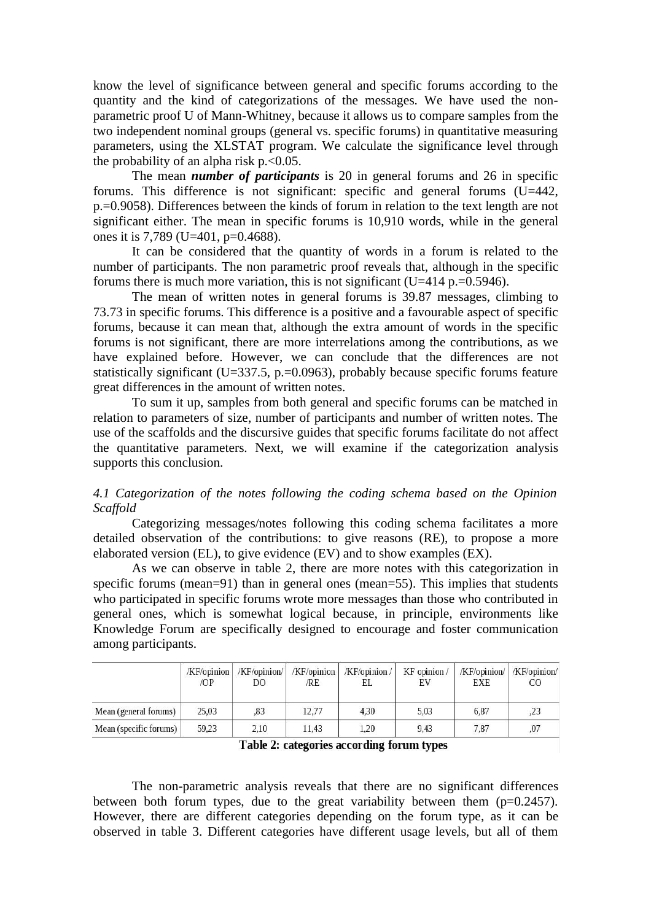know the level of significance between general and specific forums according to the quantity and the kind of categorizations of the messages. We have used the non-parametric proof U of Mann-Whitney, because it allows us to compare samples from the two independent nominal groups (general vs. specific forums) in quantitative measuring parameters, using the XLSTAT program. We calculate the significance level through the probability of an alpha risk $p.<0.05$.

The mean ***number of participants*** is 20 in general forums and 26 in specific forums. This difference is not significant: specific and general forums (U=442, p.=0.9058). Differences between the kinds of forum in relation to the text length are not significant either. The mean in specific forums is 10,910 words, while in the general ones it is 7,789 (U=401, p=0.4688).

It can be considered that the quantity of words in a forum is related to the number of participants. The non parametric proof reveals that, although in the specific forums there is much more variation, this is not significant (U=414 p.=0.5946).

The mean of written notes in general forums is 39.87 messages, climbing to 73.73 in specific forums. This difference is a positive and a favourable aspect of specific forums, because it can mean that, although the extra amount of words in the specific forums is not significant, there are more interrelations among the contributions, as we have explained before. However, we can conclude that the differences are not statistically significant (U=337.5, p.=0.0963), probably because specific forums feature great differences in the amount of written notes.

To sum it up, samples from both general and specific forums can be matched in relation to parameters of size, number of participants and number of written notes. The use of the scaffolds and the discursive guides that specific forums facilitate do not affect the quantitative parameters. Next, we will examine if the categorization analysis supports this conclusion.

*4.1 Categorization of the notes following the coding schema based on the Opinion Scaffold*

Categorizing messages/notes following this coding schema facilitates a more detailed observation of the contributions: to give reasons (RE), to propose a more elaborated version (EL), to give evidence (EV) and to show examples (EX).

As we can observe in table 2, there are more notes with this categorization in specific forums (mean=91) than in general ones (mean=55). This implies that students who participated in specific forums wrote more messages than those who contributed in general ones, which is somewhat logical because, in principle, environments like Knowledge Forum are specifically designed to encourage and foster communication among participants.

| | /KF/opinion /OP | /KF/opinion/ DO | /KF/opinion /RE | /KF/opinion / EL | KF opinion / EV | /KF/opinion/ EXE | /KF/opinion/ CO |
|---|---|---|---|---|---|---|---|
| Mean (general forums) | 25,03 | ,83 | 12,77 | 4,30 | 5,03 | 6,87 | ,23 |
| Mean (specific forums) | 59,23 | 2,10 | 11,43 | 1,20 | 9,43 | 7,87 | ,07 |

**Table 2: categories according forum types**

The non-parametric analysis reveals that there are no significant differences between both forum types, due to the great variability between them (p=0.2457). However, there are different categories depending on the forum type, as it can be observed in table 3. Different categories have different usage levels, but all of them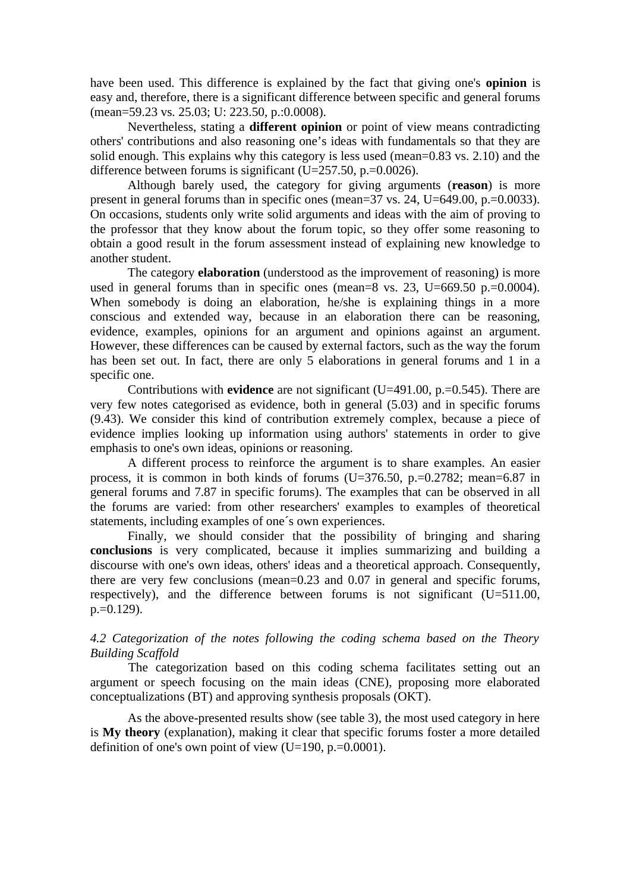have been used. This difference is explained by the fact that giving one's **opinion** is easy and, therefore, there is a significant difference between specific and general forums (mean=59.23 vs. 25.03; U: 223.50, p.:0.0008).

Nevertheless, stating a **different opinion** or point of view means contradicting others' contributions and also reasoning one's ideas with fundamentals so that they are solid enough. This explains why this category is less used (mean=0.83 vs. 2.10) and the difference between forums is significant (U=257.50, p.=0.0026).

Although barely used, the category for giving arguments (**reason**) is more present in general forums than in specific ones (mean=37 vs. 24, U=649.00, p.=0.0033). On occasions, students only write solid arguments and ideas with the aim of proving to the professor that they know about the forum topic, so they offer some reasoning to obtain a good result in the forum assessment instead of explaining new knowledge to another student.

The category **elaboration** (understood as the improvement of reasoning) is more used in general forums than in specific ones (mean=8 vs. 23, U=669.50 p.=0.0004). When somebody is doing an elaboration, he/she is explaining things in a more conscious and extended way, because in an elaboration there can be reasoning, evidence, examples, opinions for an argument and opinions against an argument. However, these differences can be caused by external factors, such as the way the forum has been set out. In fact, there are only 5 elaborations in general forums and 1 in a specific one.

Contributions with **evidence** are not significant (U=491.00, p.=0.545). There are very few notes categorised as evidence, both in general (5.03) and in specific forums (9.43). We consider this kind of contribution extremely complex, because a piece of evidence implies looking up information using authors' statements in order to give emphasis to one's own ideas, opinions or reasoning.

A different process to reinforce the argument is to share examples. An easier process, it is common in both kinds of forums (U=376.50, p.=0.2782; mean=6.87 in general forums and 7.87 in specific forums). The examples that can be observed in all the forums are varied: from other researchers' examples to examples of theoretical statements, including examples of one´s own experiences.

Finally, we should consider that the possibility of bringing and sharing **conclusions** is very complicated, because it implies summarizing and building a discourse with one's own ideas, others' ideas and a theoretical approach. Consequently, there are very few conclusions (mean=0.23 and 0.07 in general and specific forums, respectively), and the difference between forums is not significant (U=511.00, p.=0.129).

*4.2 Categorization of the notes following the coding schema based on the Theory Building Scaffold*

The categorization based on this coding schema facilitates setting out an argument or speech focusing on the main ideas (CNE), proposing more elaborated conceptualizations (BT) and approving synthesis proposals (OKT).

As the above-presented results show (see table 3), the most used category in here is **My theory** (explanation), making it clear that specific forums foster a more detailed definition of one's own point of view (U=190, p.=0.0001).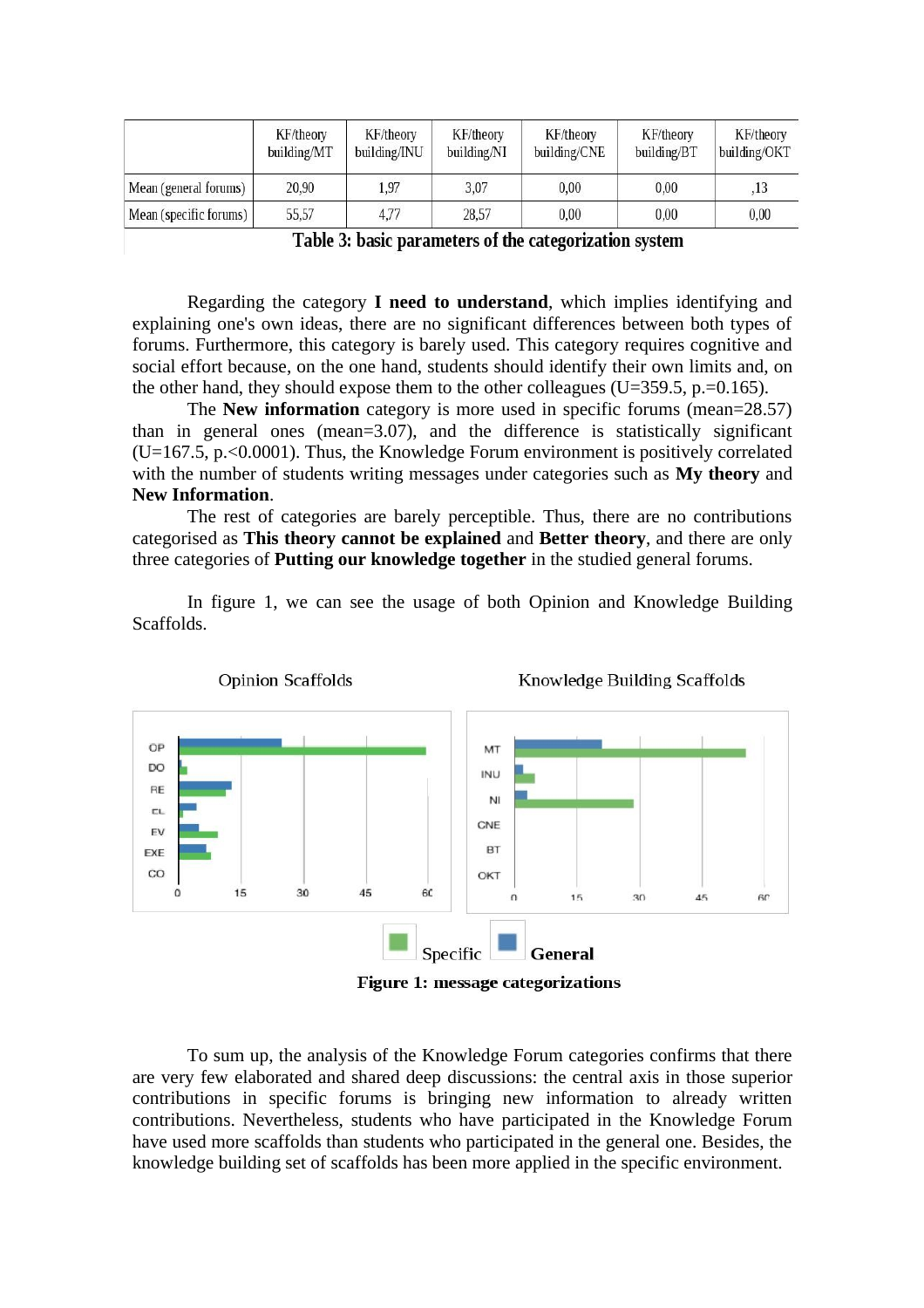|  | KF/theory building/MT | KF/theory building/INU | KF/theory building/NI | KF/theory building/CNE | KF/theory building/BT | KF/theory building/OKT |
|---|---|---|---|---|---|---|
| Mean (general forums) | 20,90 | 1,97 | 3,07 | 0,00 | 0,00 | ,13 |
| Mean (specific forums) | 55,57 | 4,77 | 28,57 | 0,00 | 0,00 | 0,00 |

**Table 3: basic parameters of the categorization system**

Regarding the category **I need to understand**, which implies identifying and explaining one's own ideas, there are no significant differences between both types of forums. Furthermore, this category is barely used. This category requires cognitive and social effort because, on the one hand, students should identify their own limits and, on the other hand, they should expose them to the other colleagues ($U=359.5$, $p.=0.165$).

The **New information** category is more used in specific forums (mean=28.57) than in general ones (mean=3.07), and the difference is statistically significant ($U=167.5$, $p.<0.0001$). Thus, the Knowledge Forum environment is positively correlated with the number of students writing messages under categories such as **My theory** and **New Information**.

The rest of categories are barely perceptible. Thus, there are no contributions categorised as **This theory cannot be explained** and **Better theory**, and there are only three categories of **Putting our knowledge together** in the studied general forums.

In figure 1, we can see the usage of both Opinion and Knowledge Building Scaffolds.

**Figure 1: message categorizations**

To sum up, the analysis of the Knowledge Forum categories confirms that there are very few elaborated and shared deep discussions: the central axis in those superior contributions in specific forums is bringing new information to already written contributions. Nevertheless, students who have participated in the Knowledge Forum have used more scaffolds than students who participated in the general one. Besides, the knowledge building set of scaffolds has been more applied in the specific environment.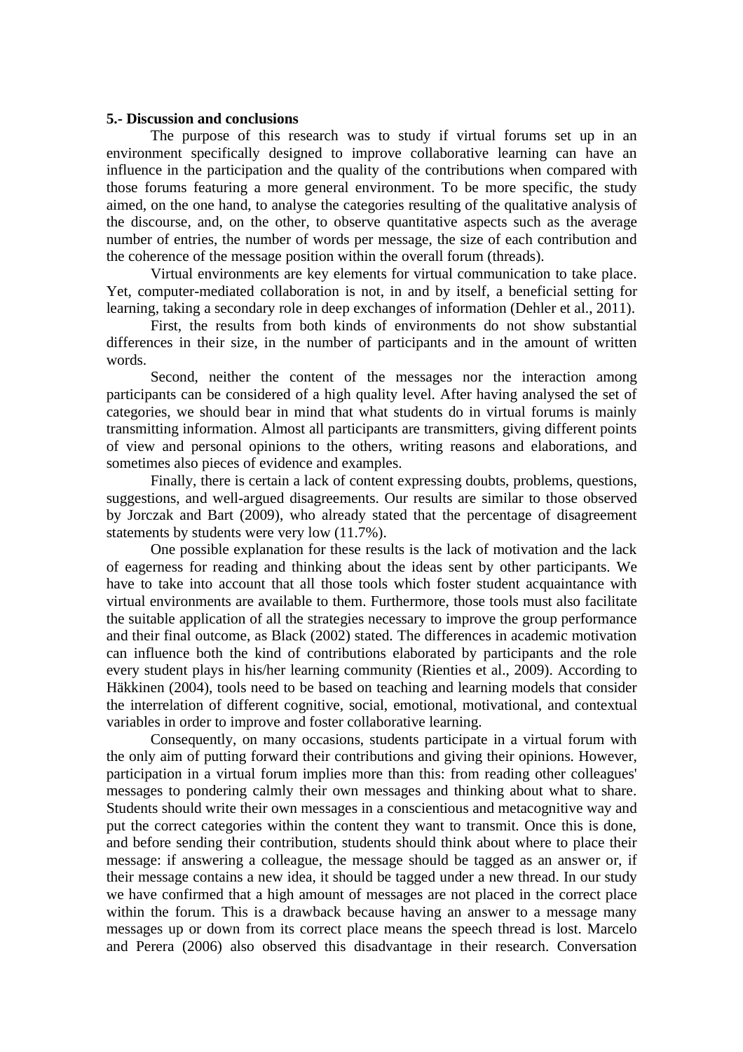## 5.- Discussion and conclusions

The purpose of this research was to study if virtual forums set up in an environment specifically designed to improve collaborative learning can have an influence in the participation and the quality of the contributions when compared with those forums featuring a more general environment. To be more specific, the study aimed, on the one hand, to analyse the categories resulting of the qualitative analysis of the discourse, and, on the other, to observe quantitative aspects such as the average number of entries, the number of words per message, the size of each contribution and the coherence of the message position within the overall forum (threads).

Virtual environments are key elements for virtual communication to take place. Yet, computer-mediated collaboration is not, in and by itself, a beneficial setting for learning, taking a secondary role in deep exchanges of information (Dehler et al., 2011).

First, the results from both kinds of environments do not show substantial differences in their size, in the number of participants and in the amount of written words.

Second, neither the content of the messages nor the interaction among participants can be considered of a high quality level. After having analysed the set of categories, we should bear in mind that what students do in virtual forums is mainly transmitting information. Almost all participants are transmitters, giving different points of view and personal opinions to the others, writing reasons and elaborations, and sometimes also pieces of evidence and examples.

Finally, there is certain a lack of content expressing doubts, problems, questions, suggestions, and well-argued disagreements. Our results are similar to those observed by Jorczak and Bart (2009), who already stated that the percentage of disagreement statements by students were very low (11.7%).

One possible explanation for these results is the lack of motivation and the lack of eagerness for reading and thinking about the ideas sent by other participants. We have to take into account that all those tools which foster student acquaintance with virtual environments are available to them. Furthermore, those tools must also facilitate the suitable application of all the strategies necessary to improve the group performance and their final outcome, as Black (2002) stated. The differences in academic motivation can influence both the kind of contributions elaborated by participants and the role every student plays in his/her learning community (Rienties et al., 2009). According to Häkkinen (2004), tools need to be based on teaching and learning models that consider the interrelation of different cognitive, social, emotional, motivational, and contextual variables in order to improve and foster collaborative learning.

Consequently, on many occasions, students participate in a virtual forum with the only aim of putting forward their contributions and giving their opinions. However, participation in a virtual forum implies more than this: from reading other colleagues' messages to pondering calmly their own messages and thinking about what to share. Students should write their own messages in a conscientious and metacognitive way and put the correct categories within the content they want to transmit. Once this is done, and before sending their contribution, students should think about where to place their message: if answering a colleague, the message should be tagged as an answer or, if their message contains a new idea, it should be tagged under a new thread. In our study we have confirmed that a high amount of messages are not placed in the correct place within the forum. This is a drawback because having an answer to a message many messages up or down from its correct place means the speech thread is lost. Marcelo and Perera (2006) also observed this disadvantage in their research. Conversation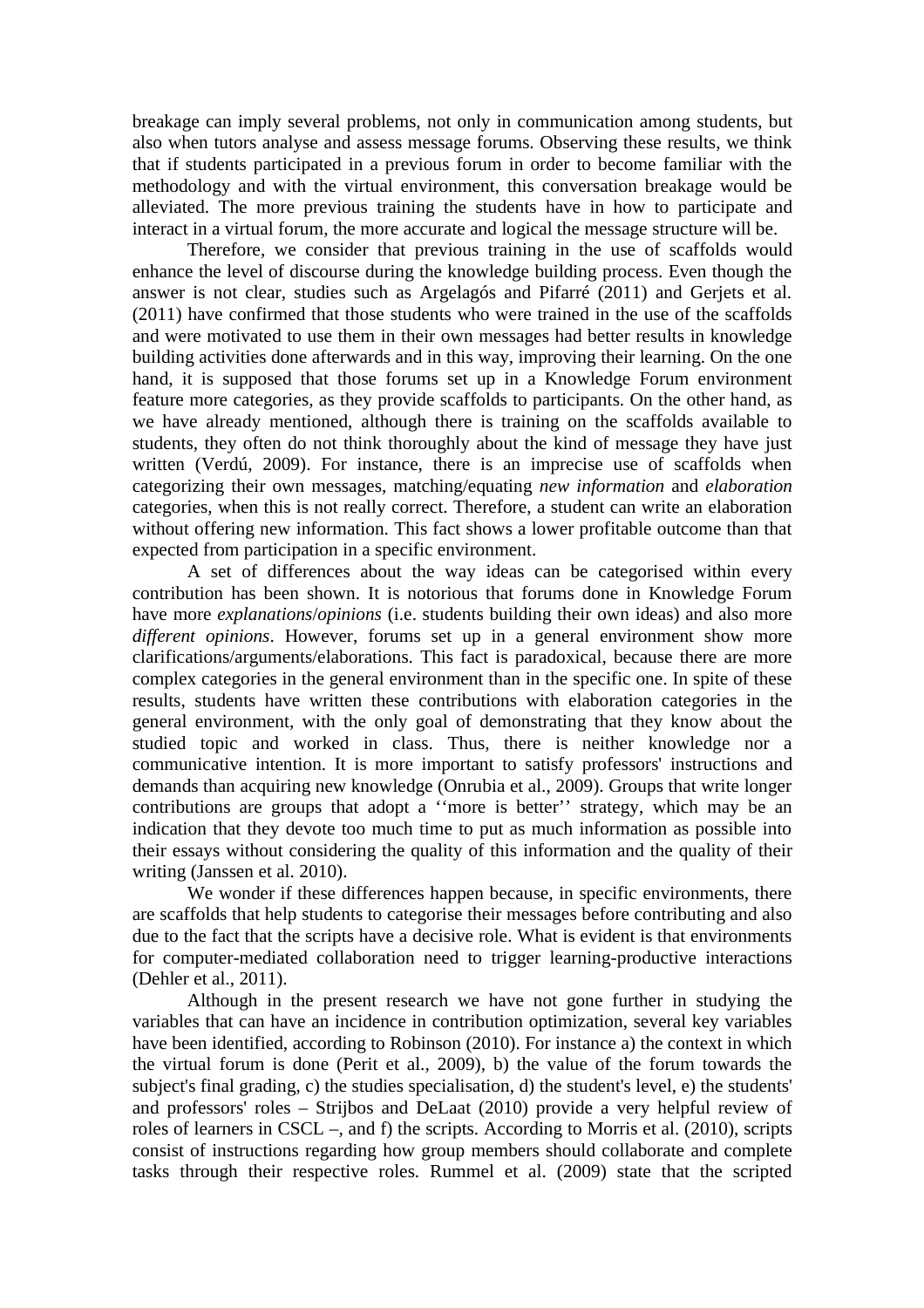breakage can imply several problems, not only in communication among students, but also when tutors analyse and assess message forums. Observing these results, we think that if students participated in a previous forum in order to become familiar with the methodology and with the virtual environment, this conversation breakage would be alleviated. The more previous training the students have in how to participate and interact in a virtual forum, the more accurate and logical the message structure will be.

Therefore, we consider that previous training in the use of scaffolds would enhance the level of discourse during the knowledge building process. Even though the answer is not clear, studies such as Argelagós and Pifarré (2011) and Gerjets et al. (2011) have confirmed that those students who were trained in the use of the scaffolds and were motivated to use them in their own messages had better results in knowledge building activities done afterwards and in this way, improving their learning. On the one hand, it is supposed that those forums set up in a Knowledge Forum environment feature more categories, as they provide scaffolds to participants. On the other hand, as we have already mentioned, although there is training on the scaffolds available to students, they often do not think thoroughly about the kind of message they have just written (Verdú, 2009). For instance, there is an imprecise use of scaffolds when categorizing their own messages, matching/equating *new information* and *elaboration* categories, when this is not really correct. Therefore, a student can write an elaboration without offering new information. This fact shows a lower profitable outcome than that expected from participation in a specific environment.

A set of differences about the way ideas can be categorised within every contribution has been shown. It is notorious that forums done in Knowledge Forum have more *explanations*/*opinions* (i.e. students building their own ideas) and also more *different opinions*. However, forums set up in a general environment show more clarifications/arguments/elaborations. This fact is paradoxical, because there are more complex categories in the general environment than in the specific one. In spite of these results, students have written these contributions with elaboration categories in the general environment, with the only goal of demonstrating that they know about the studied topic and worked in class. Thus, there is neither knowledge nor a communicative intention. It is more important to satisfy professors' instructions and demands than acquiring new knowledge (Onrubia et al., 2009). Groups that write longer contributions are groups that adopt a ''more is better'' strategy, which may be an indication that they devote too much time to put as much information as possible into their essays without considering the quality of this information and the quality of their writing (Janssen et al. 2010).

We wonder if these differences happen because, in specific environments, there are scaffolds that help students to categorise their messages before contributing and also due to the fact that the scripts have a decisive role. What is evident is that environments for computer-mediated collaboration need to trigger learning-productive interactions (Dehler et al., 2011).

Although in the present research we have not gone further in studying the variables that can have an incidence in contribution optimization, several key variables have been identified, according to Robinson (2010). For instance a) the context in which the virtual forum is done (Perit et al., 2009), b) the value of the forum towards the subject's final grading, c) the studies specialisation, d) the student's level, e) the students' and professors' roles – Strijbos and DeLaat (2010) provide a very helpful review of roles of learners in CSCL –, and f) the scripts. According to Morris et al. (2010), scripts consist of instructions regarding how group members should collaborate and complete tasks through their respective roles. Rummel et al. (2009) state that the scripted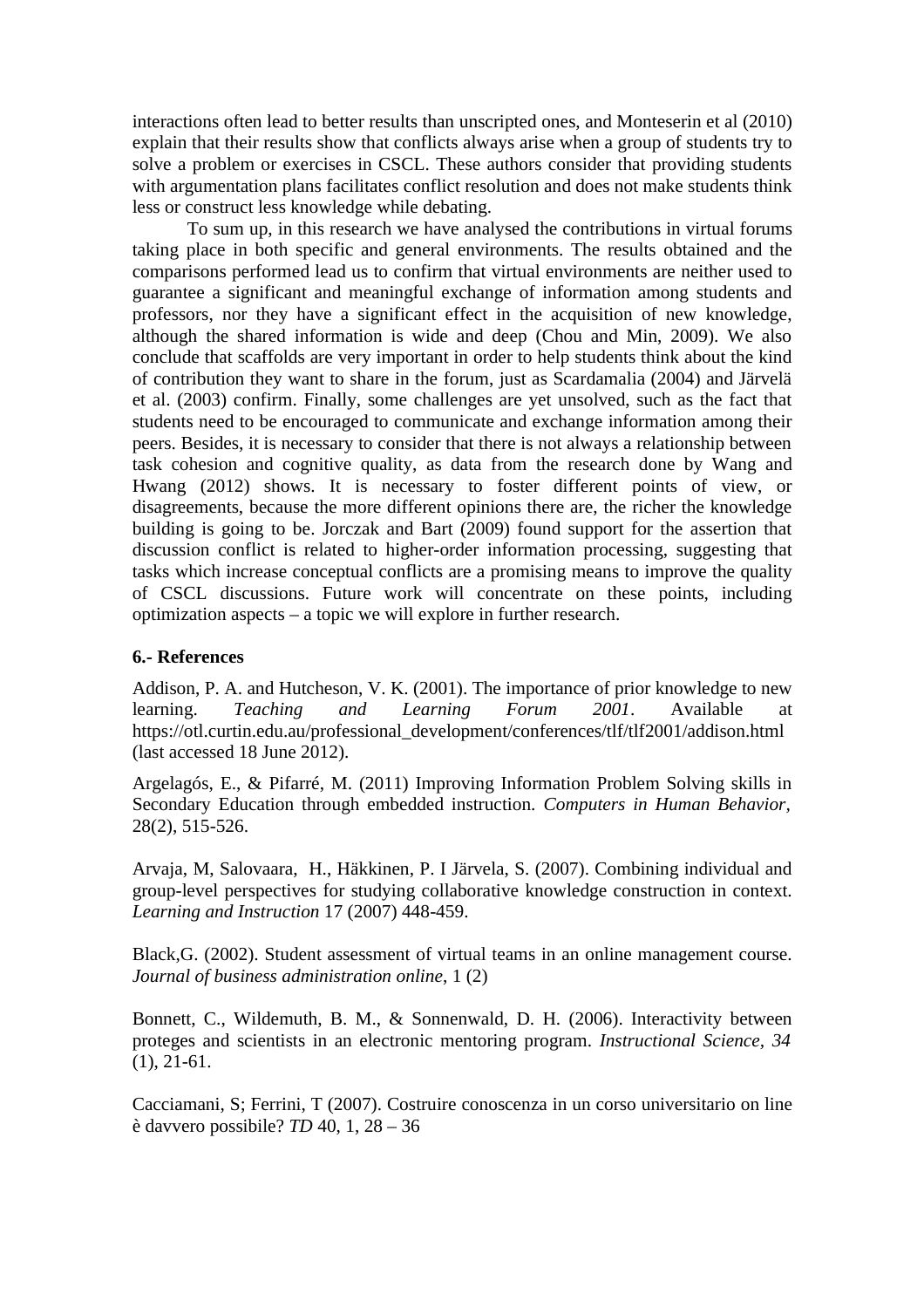interactions often lead to better results than unscripted ones, and Monteserin et al (2010) explain that their results show that conflicts always arise when a group of students try to solve a problem or exercises in CSCL. These authors consider that providing students with argumentation plans facilitates conflict resolution and does not make students think less or construct less knowledge while debating.

To sum up, in this research we have analysed the contributions in virtual forums taking place in both specific and general environments. The results obtained and the comparisons performed lead us to confirm that virtual environments are neither used to guarantee a significant and meaningful exchange of information among students and professors, nor they have a significant effect in the acquisition of new knowledge, although the shared information is wide and deep (Chou and Min, 2009). We also conclude that scaffolds are very important in order to help students think about the kind of contribution they want to share in the forum, just as Scardamalia (2004) and Järvelä et al. (2003) confirm. Finally, some challenges are yet unsolved, such as the fact that students need to be encouraged to communicate and exchange information among their peers. Besides, it is necessary to consider that there is not always a relationship between task cohesion and cognitive quality, as data from the research done by Wang and Hwang (2012) shows. It is necessary to foster different points of view, or disagreements, because the more different opinions there are, the richer the knowledge building is going to be. Jorczak and Bart (2009) found support for the assertion that discussion conflict is related to higher-order information processing, suggesting that tasks which increase conceptual conflicts are a promising means to improve the quality of CSCL discussions. Future work will concentrate on these points, including optimization aspects – a topic we will explore in further research.

## 6.- References

Addison, P. A. and Hutcheson, V. K. (2001). The importance of prior knowledge to new learning. *Teaching and Learning Forum 2001*. Available at https://otl.curtin.edu.au/professional_development/conferences/tlf/tlf2001/addison.html (last accessed 18 June 2012).

Argelagós, E., & Pifarré, M. (2011) Improving Information Problem Solving skills in Secondary Education through embedded instruction. *Computers in Human Behavior,* 28(2), 515-526.

Arvaja, M, Salovaara, H., Häkkinen, P. I Järvela, S. (2007). Combining individual and group-level perspectives for studying collaborative knowledge construction in context. *Learning and Instruction* 17 (2007) 448-459.

Black,G. (2002). Student assessment of virtual teams in an online management course. *Journal of business administration online*, 1 (2)

Bonnett, C., Wildemuth, B. M., & Sonnenwald, D. H. (2006). Interactivity between proteges and scientists in an electronic mentoring program. *Instructional Science*, *34* (1), 21-61.

Cacciamani, S; Ferrini, T (2007). Costruire conoscenza in un corso universitario on line è davvero possibile? *TD* 40, 1, 28 – 36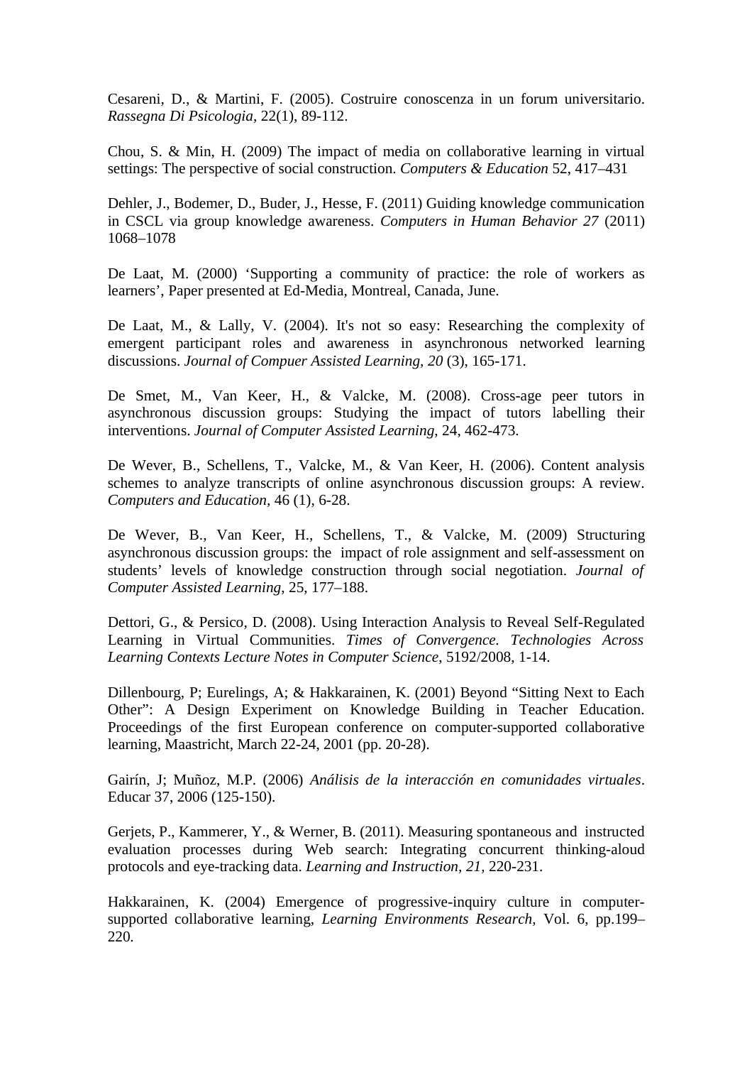Cesareni, D., & Martini, F. (2005). Costruire conoscenza in un forum universitario. *Rassegna Di Psicologia*, 22(1), 89-112.

Chou, S. & Min, H. (2009) The impact of media on collaborative learning in virtual settings: The perspective of social construction. *Computers & Education* 52, 417–431

Dehler, J., Bodemer, D., Buder, J., Hesse, F. (2011) Guiding knowledge communication in CSCL via group knowledge awareness. *Computers in Human Behavior 27* (2011) 1068–1078

De Laat, M. (2000) 'Supporting a community of practice: the role of workers as learners', Paper presented at Ed-Media, Montreal, Canada, June.

De Laat, M., & Lally, V. (2004). It's not so easy: Researching the complexity of emergent participant roles and awareness in asynchronous networked learning discussions. *Journal of Compuer Assisted Learning, 20* (3), 165-171.

De Smet, M., Van Keer, H., & Valcke, M. (2008). Cross-age peer tutors in asynchronous discussion groups: Studying the impact of tutors labelling their interventions. *Journal of Computer Assisted Learning*, 24, 462-473.

De Wever, B., Schellens, T., Valcke, M., & Van Keer, H. (2006). Content analysis schemes to analyze transcripts of online asynchronous discussion groups: A review. *Computers and Education*, 46 (1), 6-28.

De Wever, B., Van Keer, H., Schellens, T., & Valcke, M. (2009) Structuring asynchronous discussion groups: the impact of role assignment and self-assessment on students' levels of knowledge construction through social negotiation. *Journal of Computer Assisted Learning*, 25, 177–188.

Dettori, G., & Persico, D. (2008). Using Interaction Analysis to Reveal Self-Regulated Learning in Virtual Communities. *Times of Convergence. Technologies Across Learning Contexts Lecture Notes in Computer Science*, 5192/2008, 1-14.

Dillenbourg, P; Eurelings, A; & Hakkarainen, K. (2001) Beyond "Sitting Next to Each Other": A Design Experiment on Knowledge Building in Teacher Education. Proceedings of the first European conference on computer-supported collaborative learning, Maastricht, March 22-24, 2001 (pp. 20-28).

Gairín, J; Muñoz, M.P. (2006) *Análisis de la interacción en comunidades virtuales*. Educar 37, 2006 (125-150).

Gerjets, P., Kammerer, Y., & Werner, B. (2011). Measuring spontaneous and instructed evaluation processes during Web search: Integrating concurrent thinking-aloud protocols and eye-tracking data. *Learning and Instruction, 21*, 220-231.

Hakkarainen, K. (2004) Emergence of progressive-inquiry culture in computer-supported collaborative learning, *Learning Environments Research*, Vol. 6, pp.199–220.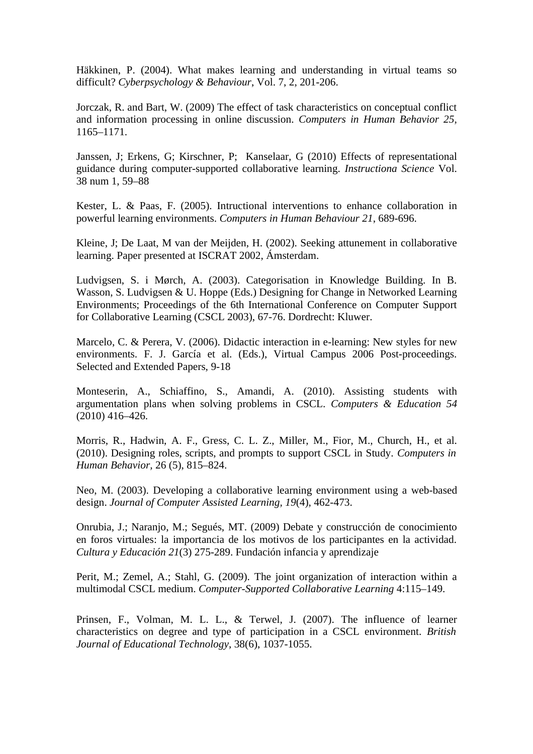Häkkinen, P. (2004). What makes learning and understanding in virtual teams so difficult? *Cyberpsychology & Behaviour*, Vol. 7, 2, 201-206.

Jorczak, R. and Bart, W. (2009) The effect of task characteristics on conceptual conflict and information processing in online discussion. *Computers in Human Behavior 25,* 1165–1171.

Janssen, J; Erkens, G; Kirschner, P; Kanselaar, G (2010) Effects of representational guidance during computer-supported collaborative learning. *Instructiona Science* Vol. 38 num 1, 59–88

Kester, L. & Paas, F. (2005). Intructional interventions to enhance collaboration in powerful learning environments. *Computers in Human Behaviour 21*, 689-696.

Kleine, J; De Laat, M van der Meijden, H. (2002). Seeking attunement in collaborative learning. Paper presented at ISCRAT 2002, Ámsterdam.

Ludvigsen, S. i Mørch, A. (2003). Categorisation in Knowledge Building. In B. Wasson, S. Ludvigsen & U. Hoppe (Eds.) Designing for Change in Networked Learning Environments; Proceedings of the 6th International Conference on Computer Support for Collaborative Learning (CSCL 2003), 67-76. Dordrecht: Kluwer.

Marcelo, C. & Perera, V. (2006). Didactic interaction in e-learning: New styles for new environments. F. J. García et al. (Eds.), Virtual Campus 2006 Post-proceedings. Selected and Extended Papers, 9-18

Monteserin, A., Schiaffino, S., Amandi, A. (2010). Assisting students with argumentation plans when solving problems in CSCL. *Computers & Education 54* (2010) 416–426.

Morris, R., Hadwin, A. F., Gress, C. L. Z., Miller, M., Fior, M., Church, H., et al. (2010). Designing roles, scripts, and prompts to support CSCL in Study. *Computers in Human Behavior*, 26 (5), 815–824.

Neo, M. (2003). Developing a collaborative learning environment using a web-based design. *Journal of Computer Assisted Learning, 19*(4), 462-473.

Onrubia, J.; Naranjo, M.; Segués, MT. (2009) Debate y construcción de conocimiento en foros virtuales: la importancia de los motivos de los participantes en la actividad. *Cultura y Educación 21*(3) 275-289. Fundación infancia y aprendizaje

Perit, M.; Zemel, A.; Stahl, G. (2009). The joint organization of interaction within a multimodal CSCL medium. *Computer-Supported Collaborative Learning* 4:115–149.

Prinsen, F., Volman, M. L. L., & Terwel, J. (2007). The influence of learner characteristics on degree and type of participation in a CSCL environment. *British Journal of Educational Technology*, 38(6), 1037-1055.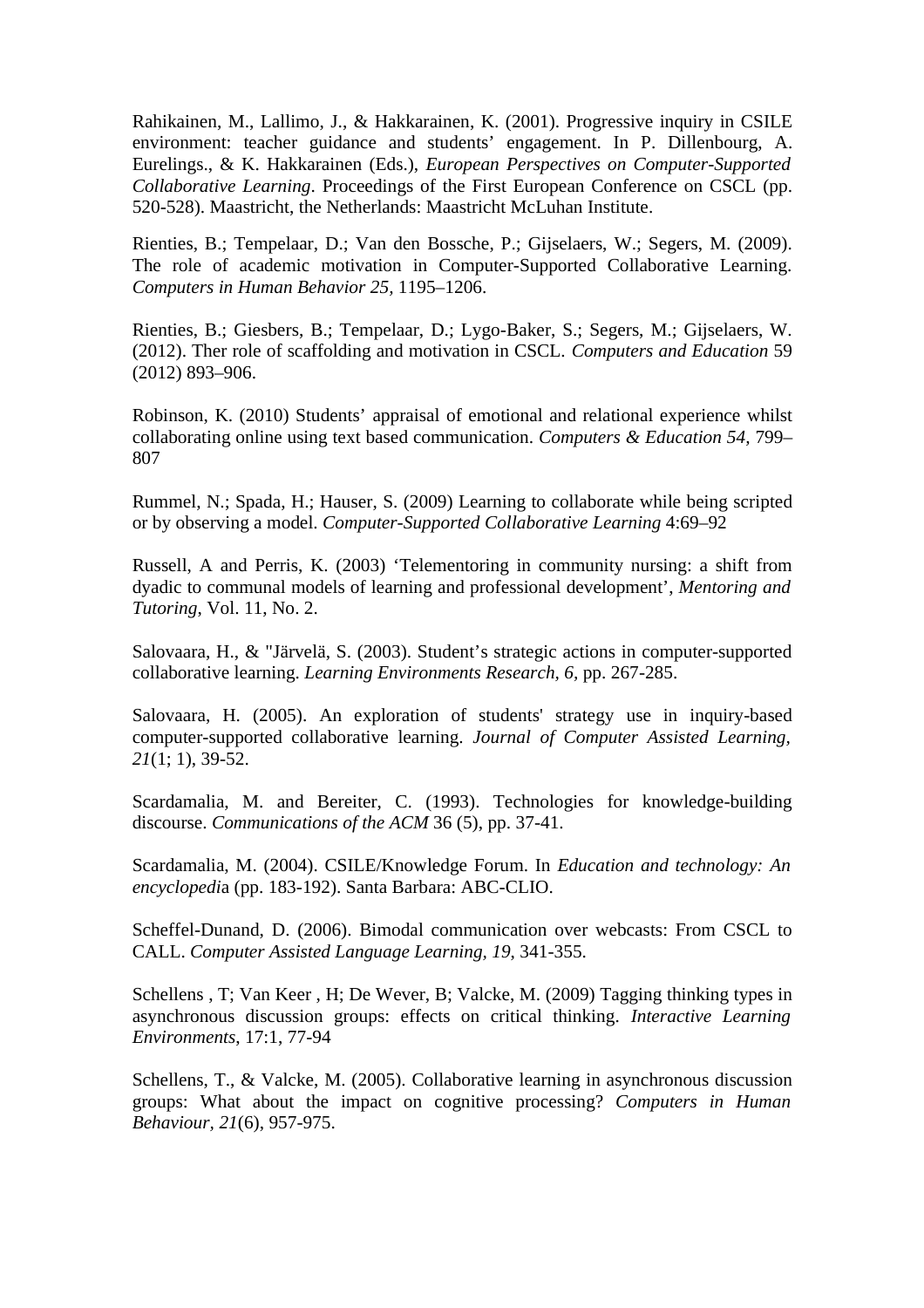Rahikainen, M., Lallimo, J., & Hakkarainen, K. (2001). Progressive inquiry in CSILE environment: teacher guidance and students' engagement. In P. Dillenbourg, A. Eurelings., & K. Hakkarainen (Eds.), *European Perspectives on Computer-Supported Collaborative Learning*. Proceedings of the First European Conference on CSCL (pp. 520-528). Maastricht, the Netherlands: Maastricht McLuhan Institute.

Rienties, B.; Tempelaar, D.; Van den Bossche, P.; Gijselaers, W.; Segers, M. (2009). The role of academic motivation in Computer-Supported Collaborative Learning. *Computers in Human Behavior 25,* 1195–1206.

Rienties, B.; Giesbers, B.; Tempelaar, D.; Lygo-Baker, S.; Segers, M.; Gijselaers, W. (2012). Ther role of scaffolding and motivation in CSCL. *Computers and Education* 59 (2012) 893–906.

Robinson, K. (2010) Students' appraisal of emotional and relational experience whilst collaborating online using text based communication. *Computers & Education 54,* 799–807

Rummel, N.; Spada, H.; Hauser, S. (2009) Learning to collaborate while being scripted or by observing a model. *Computer-Supported Collaborative Learning* 4:69–92

Russell, A and Perris, K. (2003) 'Telementoring in community nursing: a shift from dyadic to communal models of learning and professional development', *Mentoring and Tutoring*, Vol. 11, No. 2.

Salovaara, H., & "Järvelä, S. (2003). Student's strategic actions in computer-supported collaborative learning. *Learning Environments Research, 6,* pp. 267-285.

Salovaara, H. (2005). An exploration of students' strategy use in inquiry-based computer-supported collaborative learning. *Journal of Computer Assisted Learning, 21*(1; 1), 39-52.

Scardamalia, M. and Bereiter, C. (1993). Technologies for knowledge-building discourse. *Communications of the ACM* 36 (5), pp. 37-41.

Scardamalia, M. (2004). CSILE/Knowledge Forum. In *Education and technology: An encyclopedi*a (pp. 183-192). Santa Barbara: ABC-CLIO.

Scheffel-Dunand, D. (2006). Bimodal communication over webcasts: From CSCL to CALL. *Computer Assisted Language Learning, 19,* 341-355.

Schellens , T; Van Keer , H; De Wever, B; Valcke, M. (2009) Tagging thinking types in asynchronous discussion groups: effects on critical thinking. *Interactive Learning Environments*, 17:1, 77-94

Schellens, T., & Valcke, M. (2005). Collaborative learning in asynchronous discussion groups: What about the impact on cognitive processing? *Computers in Human Behaviour, 21*(6), 957-975.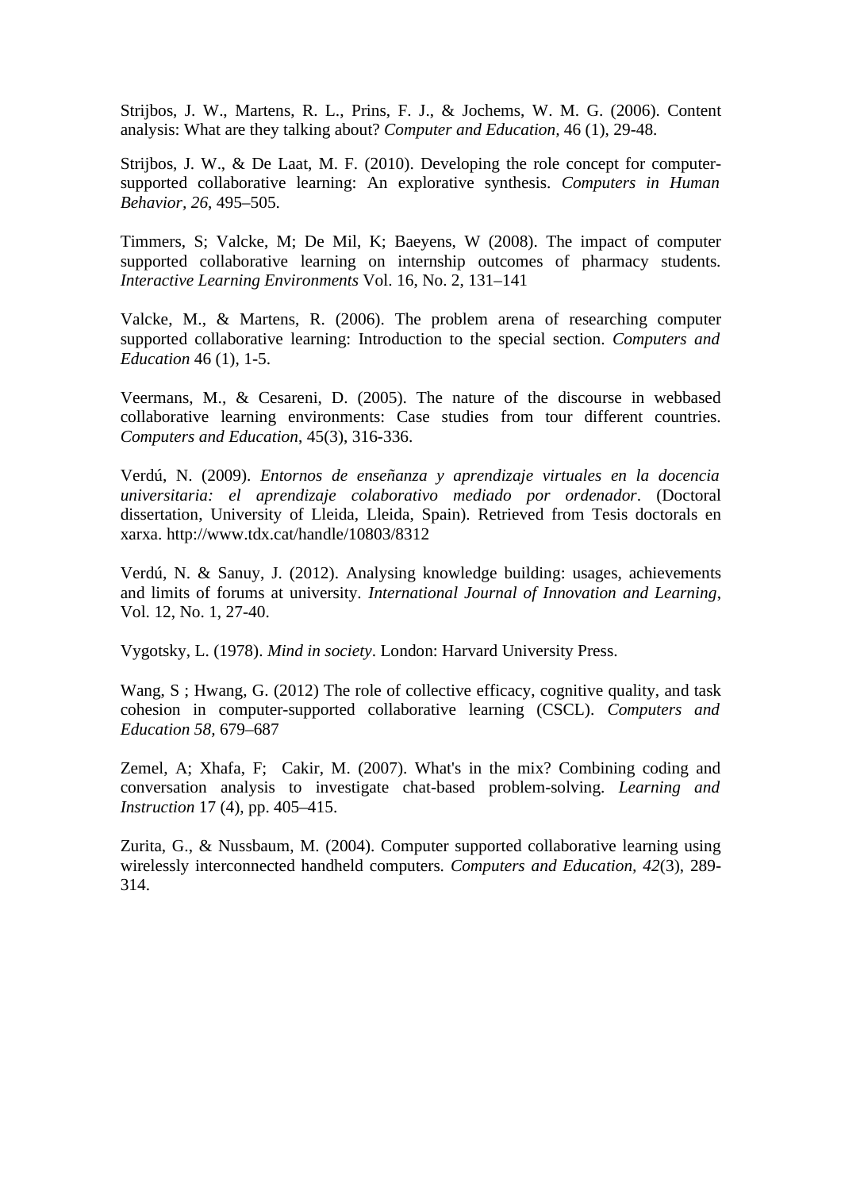Strijbos, J. W., Martens, R. L., Prins, F. J., & Jochems, W. M. G. (2006). Content analysis: What are they talking about? *Computer and Education*, 46 (1), 29-48.

Strijbos, J. W., & De Laat, M. F. (2010). Developing the role concept for computer-supported collaborative learning: An explorative synthesis. *Computers in Human Behavior, 26*, 495–505.

Timmers, S; Valcke, M; De Mil, K; Baeyens, W (2008). The impact of computer supported collaborative learning on internship outcomes of pharmacy students. *Interactive Learning Environments* Vol. 16, No. 2, 131–141

Valcke, M., & Martens, R. (2006). The problem arena of researching computer supported collaborative learning: Introduction to the special section. *Computers and Education* 46 (1), 1-5.

Veermans, M., & Cesareni, D. (2005). The nature of the discourse in webbased collaborative learning environments: Case studies from tour different countries. *Computers and Education*, 45(3), 316-336.

Verdú, N. (2009). *Entornos de enseñanza y aprendizaje virtuales en la docencia universitaria: el aprendizaje colaborativo mediado por ordenador*. (Doctoral dissertation, University of Lleida, Lleida, Spain). Retrieved from Tesis doctorals en xarxa. http://www.tdx.cat/handle/10803/8312

Verdú, N. & Sanuy, J. (2012). Analysing knowledge building: usages, achievements and limits of forums at university. *International Journal of Innovation and Learning*, Vol. 12, No. 1, 27-40.

Vygotsky, L. (1978). *Mind in society*. London: Harvard University Press.

Wang, S ; Hwang, G. (2012) The role of collective efficacy, cognitive quality, and task cohesion in computer-supported collaborative learning (CSCL). *Computers and Education 58*, 679–687

Zemel, A; Xhafa, F; Cakir, M. (2007). What's in the mix? Combining coding and conversation analysis to investigate chat-based problem-solving. *Learning and Instruction* 17 (4), pp. 405–415.

Zurita, G., & Nussbaum, M. (2004). Computer supported collaborative learning using wirelessly interconnected handheld computers. *Computers and Education, 42*(3), 289-314.